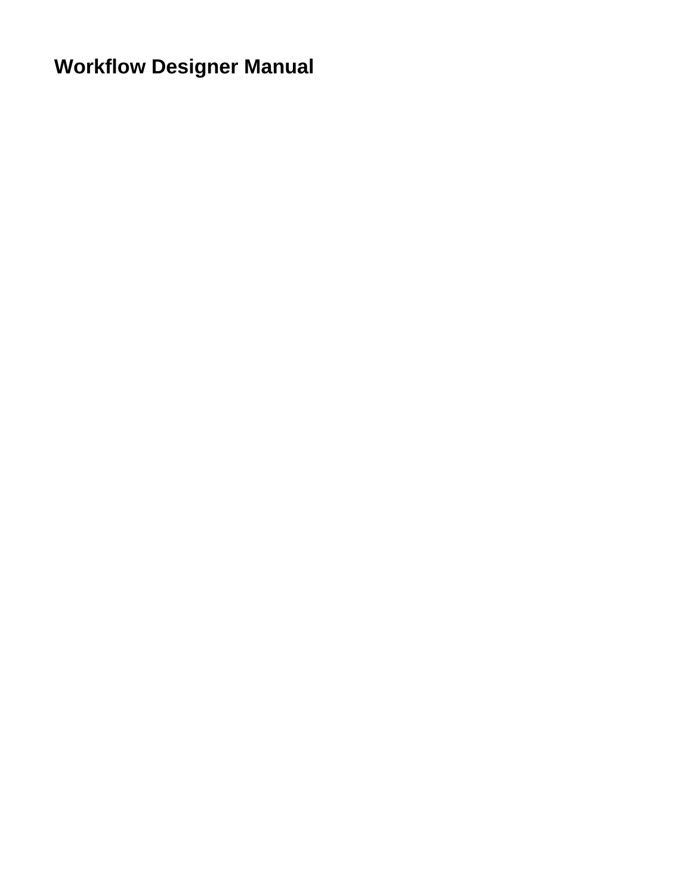# Workflow Designer Manual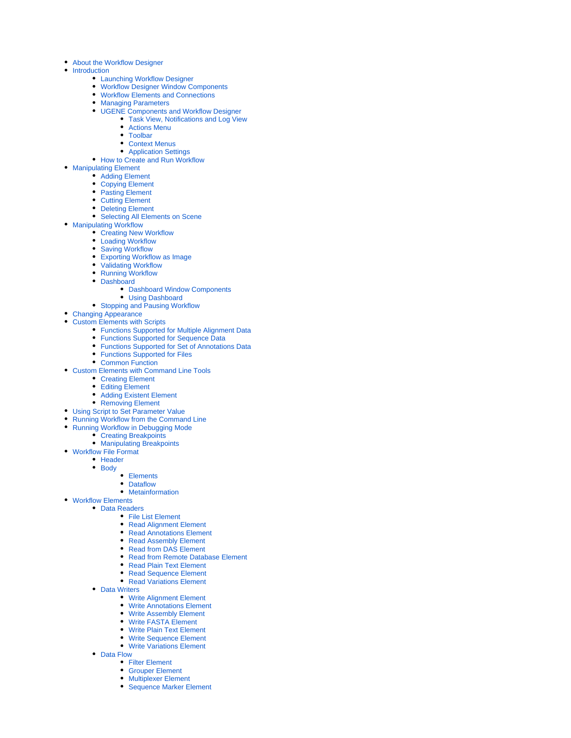- About the Workflow Designer
- Introduction
  - Launching Workflow Designer
  - Workflow Designer Window Components
  - Workflow Elements and Connections
  - Managing Parameters
  - UGENE Components and Workflow Designer
    - Task View, Notifications and Log View
    - Actions Menu
    - Toolbar
    - Context Menus
    - Application Settings
  - How to Create and Run Workflow
- Manipulating Element
  - Adding Element
  - Copying Element
  - Pasting Element
  - Cutting Element
  - Deleting Element
  - Selecting All Elements on Scene
- Manipulating Workflow
  - Creating New Workflow
  - Loading Workflow
  - Saving Workflow
  - Exporting Workflow as Image
  - Validating Workflow
  - Running Workflow
  - Dashboard
    - Dashboard Window Components
    - Using Dashboard
  - Stopping and Pausing Workflow
- Changing Appearance
- Custom Elements with Scripts
  - Functions Supported for Multiple Alignment Data
  - Functions Supported for Sequence Data
  - Functions Supported for Set of Annotations Data
  - Functions Supported for Files
  - Common Function
- Custom Elements with Command Line Tools
  - Creating Element
  - Editing Element
  - Adding Existent Element
  - Removing Element
- Using Script to Set Parameter Value
- Running Workflow from the Command Line
- Running Workflow in Debugging Mode
  - Creating Breakpoints
  - Manipulating Breakpoints
- Workflow File Format
  - Header
  - Body
    - Elements
    - Dataflow
    - Metainformation
- Workflow Elements
  - Data Readers
    - File List Element
    - Read Alignment Element
    - Read Annotations Element
    - Read Assembly Element
    - Read from DAS Element
    - Read from Remote Database Element
    - Read Plain Text Element
    - Read Sequence Element
    - Read Variations Element
  - Data Writers
    - Write Alignment Element
    - Write Annotations Element
    - Write Assembly Element
    - Write FASTA Element
    - Write Plain Text Element
    - Write Sequence Element
    - Write Variations Element
  - Data Flow
    - Filter Element
    - Grouper Element
    - Multiplexer Element
    - Sequence Marker Element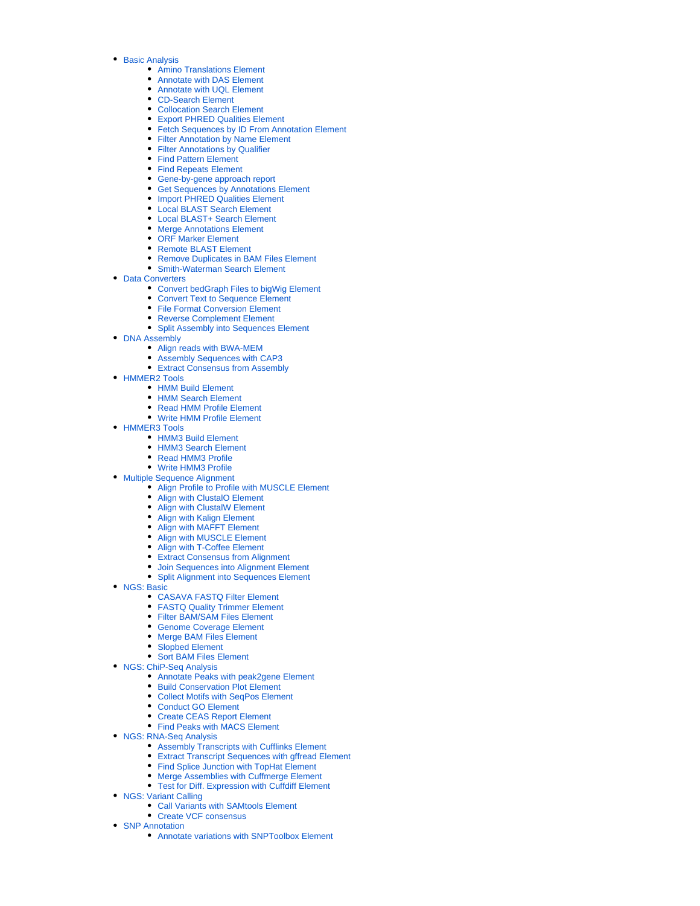- Basic Analysis
    - Amino Translations Element
    - Annotate with DAS Element
    - Annotate with UQL Element
    - CD-Search Element
    - Collocation Search Element
    - Export PHRED Qualities Element
    - Fetch Sequences by ID From Annotation Element
    - Filter Annotation by Name Element
    - Filter Annotations by Qualifier
    - Find Pattern Element
    - Find Repeats Element
    - Gene-by-gene approach report
    - Get Sequences by Annotations Element
    - Import PHRED Qualities Element
    - Local BLAST Search Element
    - Local BLAST+ Search Element
    - Merge Annotations Element
    - ORF Marker Element
    - Remote BLAST Element
    - Remove Duplicates in BAM Files Element
    - Smith-Waterman Search Element
- Data Converters
    - Convert bedGraph Files to bigWig Element
    - Convert Text to Sequence Element
    - File Format Conversion Element
    - Reverse Complement Element
    - Split Assembly into Sequences Element
- DNA Assembly
    - Align reads with BWA-MEM
    - Assembly Sequences with CAP3
    - Extract Consensus from Assembly
- HMMER2 Tools
    - HMM Build Element
    - HMM Search Element
    - Read HMM Profile Element
    - Write HMM Profile Element
- HMMER3 Tools
    - HMM3 Build Element
    - HMM3 Search Element
    - Read HMM3 Profile
    - Write HMM3 Profile
- Multiple Sequence Alignment
    - Align Profile to Profile with MUSCLE Element
    - Align with ClustalO Element
    - Align with ClustalW Element
    - Align with Kalign Element
    - Align with MAFFT Element
    - Align with MUSCLE Element
    - Align with T-Coffee Element
    - Extract Consensus from Alignment
    - Join Sequences into Alignment Element
    - Split Alignment into Sequences Element
- NGS: Basic
    - CASAVA FASTQ Filter Element
    - FASTQ Quality Trimmer Element
    - Filter BAM/SAM Files Element
    - Genome Coverage Element
    - Merge BAM Files Element
    - Slopbed Element
    - Sort BAM Files Element
- NGS: ChiP-Seq Analysis
    - Annotate Peaks with peak2gene Element
    - Build Conservation Plot Element
    - Collect Motifs with SeqPos Element
    - Conduct GO Element
    - Create CEAS Report Element
    - Find Peaks with MACS Element
- NGS: RNA-Seq Analysis
    - Assembly Transcripts with Cufflinks Element
    - Extract Transcript Sequences with gffread Element
    - Find Splice Junction with TopHat Element
    - Merge Assemblies with Cuffmerge Element
    - Test for Diff. Expression with Cuffdiff Element
- NGS: Variant Calling
    - Call Variants with SAMtools Element
    - Create VCF consensus
- SNP Annotation
    - Annotate variations with SNPToolbox Element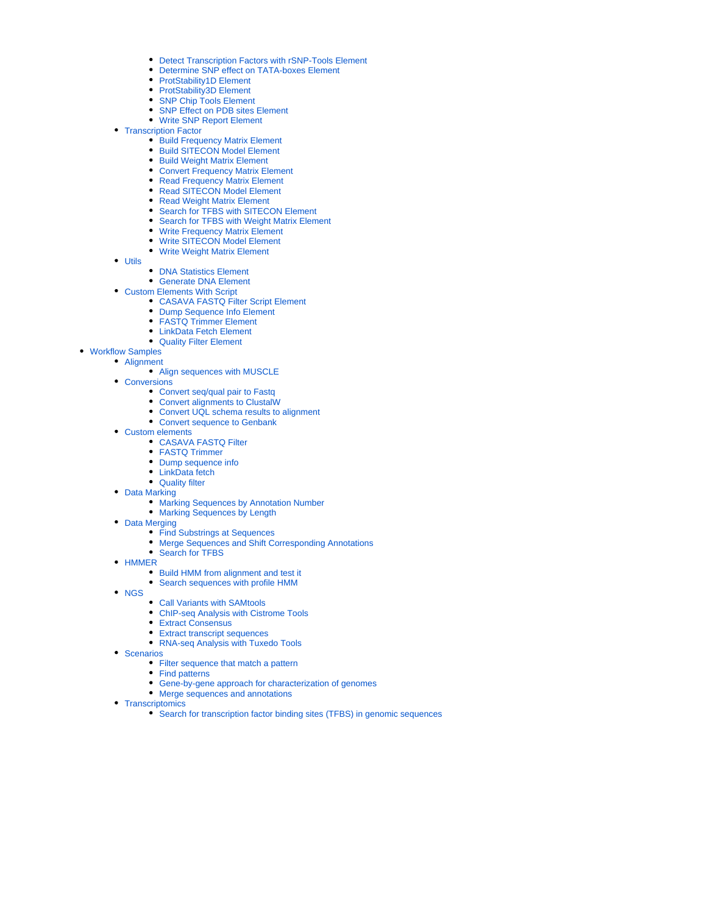- Detect Transcription Factors with rSNP-Tools Element
        - Determine SNP effect on TATA-boxes Element
        - ProtStability1D Element
        - ProtStability3D Element
        - SNP Chip Tools Element
        - SNP Effect on PDB sites Element
        - Write SNP Report Element
    - Transcription Factor
        - Build Frequency Matrix Element
        - Build SITECON Model Element
        - Build Weight Matrix Element
        - Convert Frequency Matrix Element
        - Read Frequency Matrix Element
        - Read SITECON Model Element
        - Read Weight Matrix Element
        - Search for TFBS with SITECON Element
        - Search for TFBS with Weight Matrix Element
        - Write Frequency Matrix Element
        - Write SITECON Model Element
        - Write Weight Matrix Element
    - Utils
        - DNA Statistics Element
        - Generate DNA Element
    - Custom Elements With Script
        - CASAVA FASTQ Filter Script Element
        - Dump Sequence Info Element
        - FASTQ Trimmer Element
        - LinkData Fetch Element
        - Quality Filter Element
- Workflow Samples
    - Alignment
        - Align sequences with MUSCLE
    - Conversions
        - Convert seq/qual pair to Fastq
        - Convert alignments to ClustalW
        - Convert UQL schema results to alignment
        - Convert sequence to Genbank
    - Custom elements
        - CASAVA FASTQ Filter
        - FASTQ Trimmer
        - Dump sequence info
        - LinkData fetch
        - Quality filter
    - Data Marking
        - Marking Sequences by Annotation Number
        - Marking Sequences by Length
    - Data Merging
        - Find Substrings at Sequences
        - Merge Sequences and Shift Corresponding Annotations
        - Search for TFBS
    - HMMER
        - Build HMM from alignment and test it
        - Search sequences with profile HMM
    - NGS
        - Call Variants with SAMtools
        - ChIP-seq Analysis with Cistrome Tools
        - Extract Consensus
        - Extract transcript sequences
        - RNA-seq Analysis with Tuxedo Tools
    - Scenarios
        - Filter sequence that match a pattern
        - Find patterns
        - Gene-by-gene approach for characterization of genomes
        - Merge sequences and annotations
    - Transcriptomics
        - Search for transcription factor binding sites (TFBS) in genomic sequences